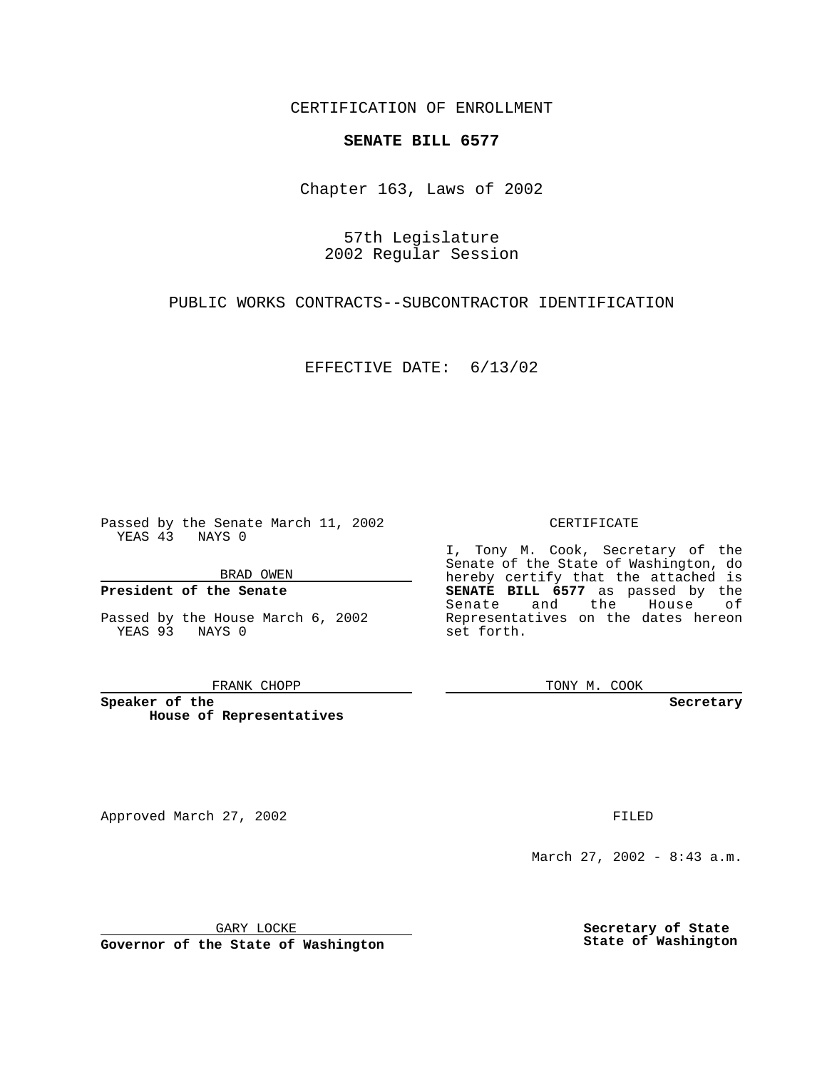CERTIFICATION OF ENROLLMENT

**SENATE BILL 6577**

Chapter 163, Laws of 2002

57th Legislature
2002 Regular Session

PUBLIC WORKS CONTRACTS--SUBCONTRACTOR IDENTIFICATION

EFFECTIVE DATE: 6/13/02

Passed by the Senate March 11, 2002
YEAS 43 NAYS 0

BRAD OWEN

**President of the Senate**

Passed by the House March 6, 2002
YEAS 93 NAYS 0

FRANK CHOPP

**Speaker of the House of Representatives**

CERTIFICATE

I, Tony M. Cook, Secretary of the Senate of the State of Washington, do hereby certify that the attached is **SENATE BILL 6577** as passed by the Senate and the House of Representatives on the dates hereon set forth.

TONY M. COOK

**Secretary**

Approved March 27, 2002

GARY LOCKE

**Governor of the State of Washington**

FILED

March 27, 2002 - 8:43 a.m.

**Secretary of State**
**State of Washington**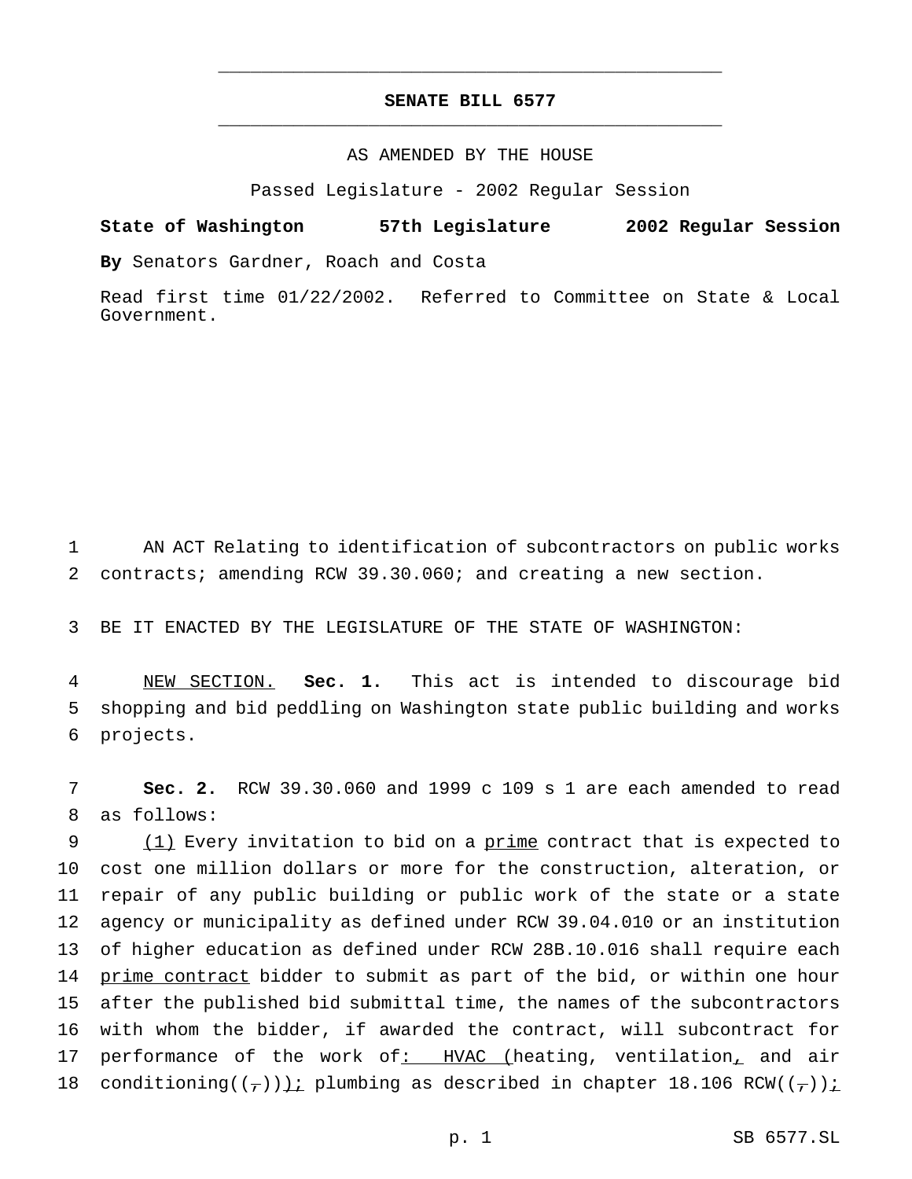# SENATE BILL 6577

AS AMENDED BY THE HOUSE

Passed Legislature - 2002 Regular Session

**State of Washington 57th Legislature 2002 Regular Session**

**By** Senators Gardner, Roach and Costa

Read first time 01/22/2002. Referred to Committee on State & Local Government.

1 AN ACT Relating to identification of subcontractors on public works
2 contracts; amending RCW 39.30.060; and creating a new section.

3 BE IT ENACTED BY THE LEGISLATURE OF THE STATE OF WASHINGTON:

4 NEW SECTION. **Sec. 1.** This act is intended to discourage bid
5 shopping and bid peddling on Washington state public building and works
6 projects.

7 **Sec. 2.** RCW 39.30.060 and 1999 c 109 s 1 are each amended to read
8 as follows:

9 (1) Every invitation to bid on a prime contract that is expected to
10 cost one million dollars or more for the construction, alteration, or
11 repair of any public building or public work of the state or a state
12 agency or municipality as defined under RCW 39.04.010 or an institution
13 of higher education as defined under RCW 28B.10.016 shall require each
14 prime contract bidder to submit as part of the bid, or within one hour
15 after the published bid submittal time, the names of the subcontractors
16 with whom the bidder, if awarded the contract, will subcontract for
17 performance of the work of: HVAC (heating, ventilation, and air
18 conditioning((,))); plumbing as described in chapter 18.106 RCW((,));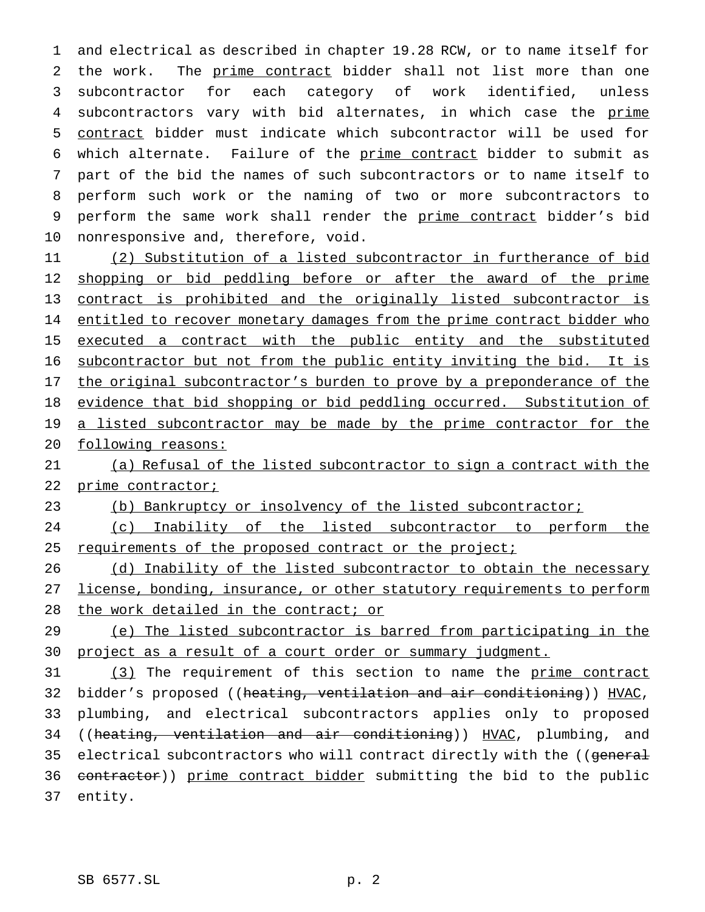and electrical as described in chapter 19.28 RCW, or to name itself for the work. The prime contract bidder shall not list more than one subcontractor for each category of work identified, unless subcontractors vary with bid alternates, in which case the prime contract bidder must indicate which subcontractor will be used for which alternate. Failure of the prime contract bidder to submit as part of the bid the names of such subcontractors or to name itself to perform such work or the naming of two or more subcontractors to perform the same work shall render the prime contract bidder's bid nonresponsive and, therefore, void.

(2) Substitution of a listed subcontractor in furtherance of bid shopping or bid peddling before or after the award of the prime contract is prohibited and the originally listed subcontractor is entitled to recover monetary damages from the prime contract bidder who executed a contract with the public entity and the substituted subcontractor but not from the public entity inviting the bid. It is the original subcontractor's burden to prove by a preponderance of the evidence that bid shopping or bid peddling occurred. Substitution of a listed subcontractor may be made by the prime contractor for the following reasons:

(a) Refusal of the listed subcontractor to sign a contract with the prime contractor;

(b) Bankruptcy or insolvency of the listed subcontractor;

(c) Inability of the listed subcontractor to perform the requirements of the proposed contract or the project;

(d) Inability of the listed subcontractor to obtain the necessary license, bonding, insurance, or other statutory requirements to perform the work detailed in the contract; or

(e) The listed subcontractor is barred from participating in the project as a result of a court order or summary judgment.

(3) The requirement of this section to name the prime contract bidder's proposed ((~~heating, ventilation and air conditioning~~)) HVAC, plumbing, and electrical subcontractors applies only to proposed ((~~heating, ventilation and air conditioning~~)) HVAC, plumbing, and electrical subcontractors who will contract directly with the ((~~general contractor~~)) prime contract bidder submitting the bid to the public entity.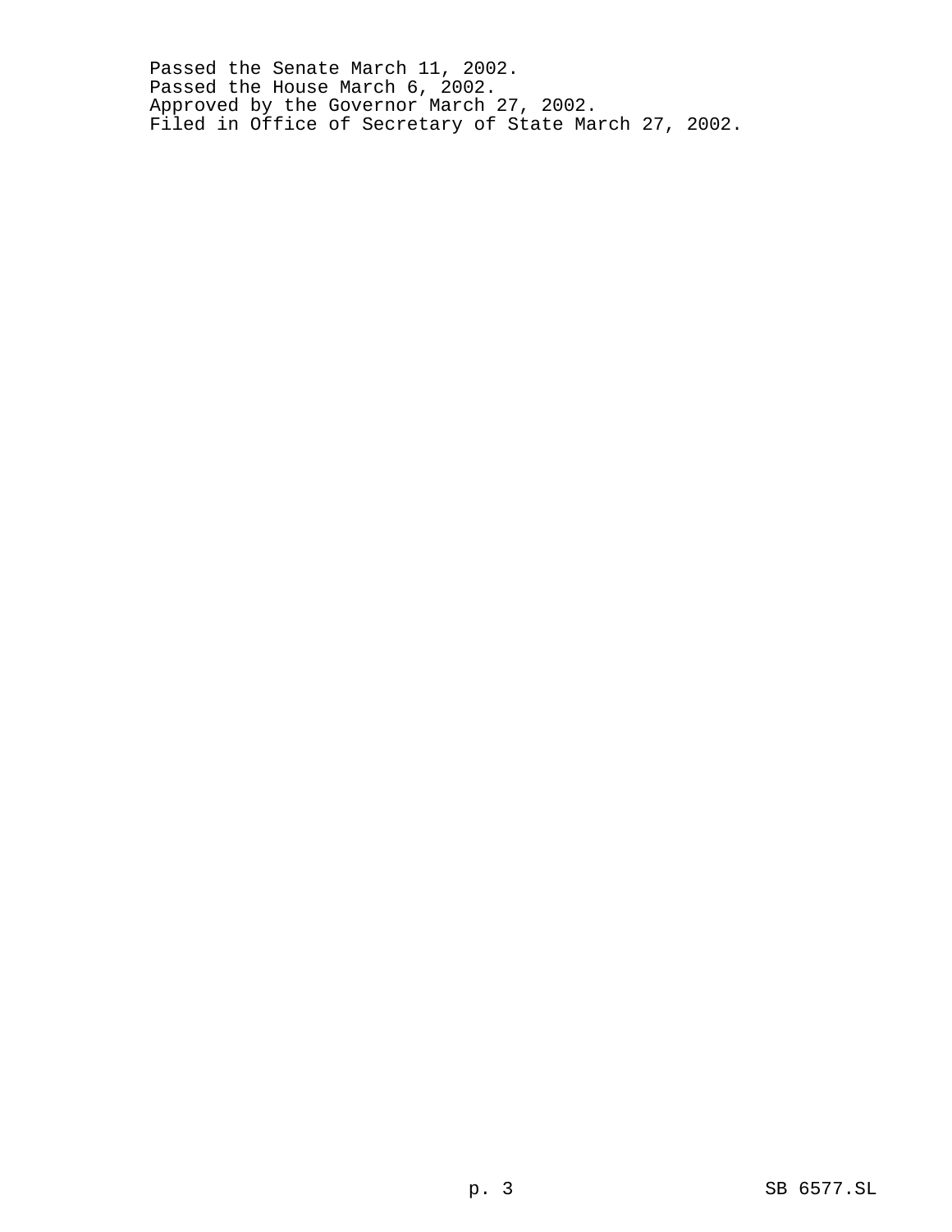Passed the Senate March 11, 2002.
Passed the House March 6, 2002.
Approved by the Governor March 27, 2002.
Filed in Office of Secretary of State March 27, 2002.